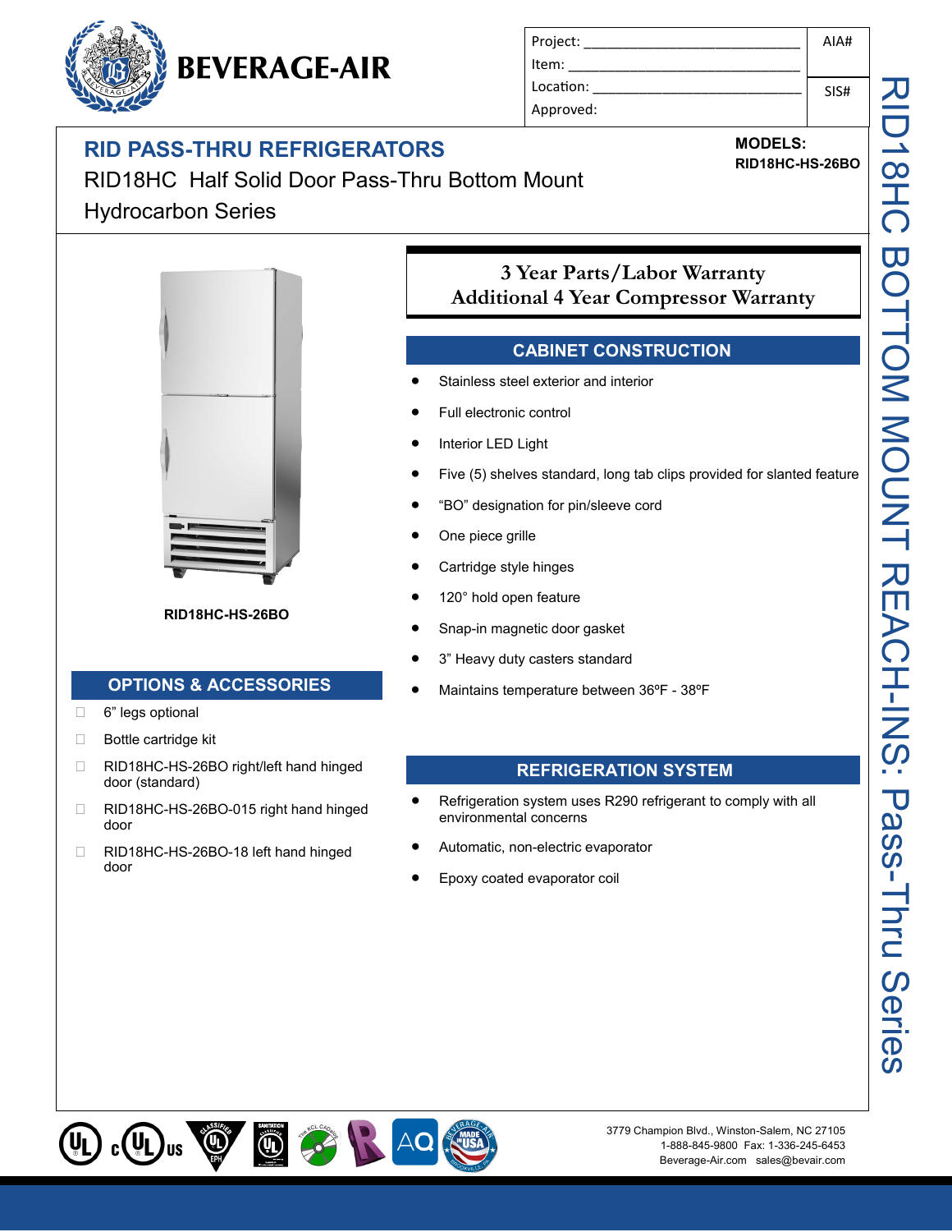BEVERAGE-AIR

| Project: | AIA# |
| --- | --- |
| Item: | |
| Location: | SIS# |
| Approved: | |

# RID PASS-THRU REFRIGERATORS

RID18HC Half Solid Door Pass-Thru Bottom Mount Hydrocarbon Series

**MODELS:**
**RID18HC-HS-26BO**

RID18HC BOTTOM MOUNT REACH-INS: Pass-Thru Series

**RID18HC-HS-26BO**

## 3 Year Parts/Labor Warranty
## Additional 4 Year Compressor Warranty

## CABINET CONSTRUCTION

- Stainless steel exterior and interior
- Full electronic control
- Interior LED Light
- Five (5) shelves standard, long tab clips provided for slanted feature
- “BO” designation for pin/sleeve cord
- One piece grille
- Cartridge style hinges
- 120° hold open feature
- Snap-in magnetic door gasket
- 3” Heavy duty casters standard
- Maintains temperature between 36ºF - 38ºF

## OPTIONS & ACCESSORIES

- ☐ 6” legs optional
- ☐ Bottle cartridge kit
- ☐ RID18HC-HS-26BO right/left hand hinged door (standard)
- ☐ RID18HC-HS-26BO-015 right hand hinged door
- ☐ RID18HC-HS-26BO-18 left hand hinged door

## REFRIGERATION SYSTEM

- Refrigeration system uses R290 refrigerant to comply with all environmental concerns
- Automatic, non-electric evaporator
- Epoxy coated evaporator coil

3779 Champion Blvd., Winston-Salem, NC 27105
1-888-845-9800 Fax: 1-336-245-6453
Beverage-Air.com sales@bevair.com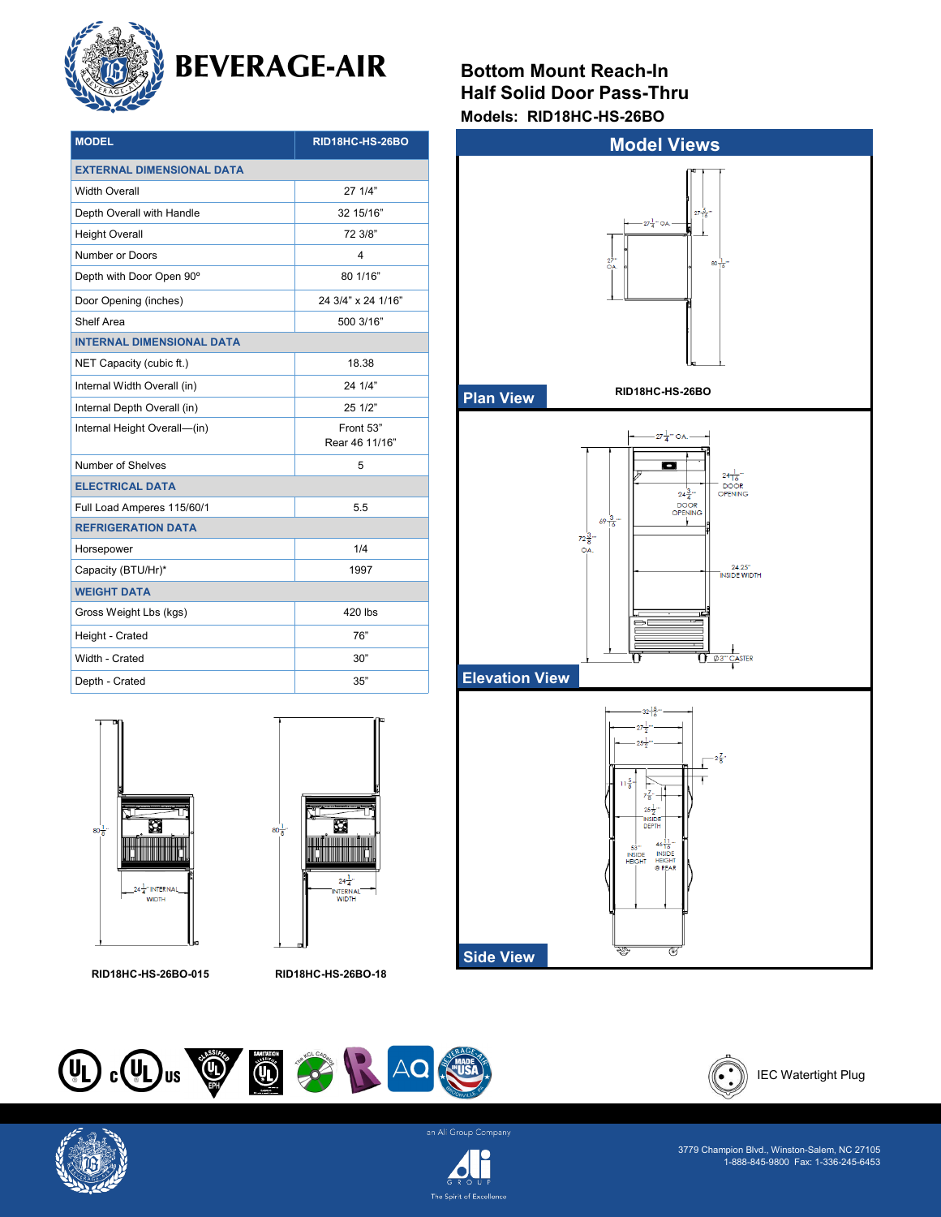# BEVERAGE-AIR

## Bottom Mount Reach-In
## Half Solid Door Pass-Thru
### Models: RID18HC-HS-26BO

| MODEL | RID18HC-HS-26BO |
|---|---|
| **EXTERNAL DIMENSIONAL DATA** | |
| Width Overall | 27 1/4" |
| Depth Overall with Handle | 32 15/16" |
| Height Overall | 72 3/8" |
| Number or Doors | 4 |
| Depth with Door Open 90º | 80 1/16" |
| Door Opening (inches) | 24 3/4" x 24 1/16" |
| Shelf Area | 500 3/16" |
| **INTERNAL DIMENSIONAL DATA** | |
| NET Capacity (cubic ft.) | 18.38 |
| Internal Width Overall (in) | 24 1/4" |
| Internal Depth Overall (in) | 25 1/2" |
| Internal Height Overall—(in) | Front 53" Rear 46 11/16" |
| Number of Shelves | 5 |
| **ELECTRICAL DATA** | |
| Full Load Amperes 115/60/1 | 5.5 |
| **REFRIGERATION DATA** | |
| Horsepower | 1/4 |
| Capacity (BTU/Hr)* | 1997 |
| **WEIGHT DATA** | |
| Gross Weight Lbs (kgs) | 420 lbs |
| Height - Crated | 76" |
| Width - Crated | 30" |
| Depth - Crated | 35" |

RID18HC-HS-26BO-015

RID18HC-HS-26BO-18

## Model Views

**Plan View**

RID18HC-HS-26BO

**Elevation View**

**Side View**

IEC Watertight Plug

an Ali Group Company

The Spirit of Excellence

3779 Champion Blvd., Winston-Salem, NC 27105
1-888-845-9800 Fax: 1-336-245-6453